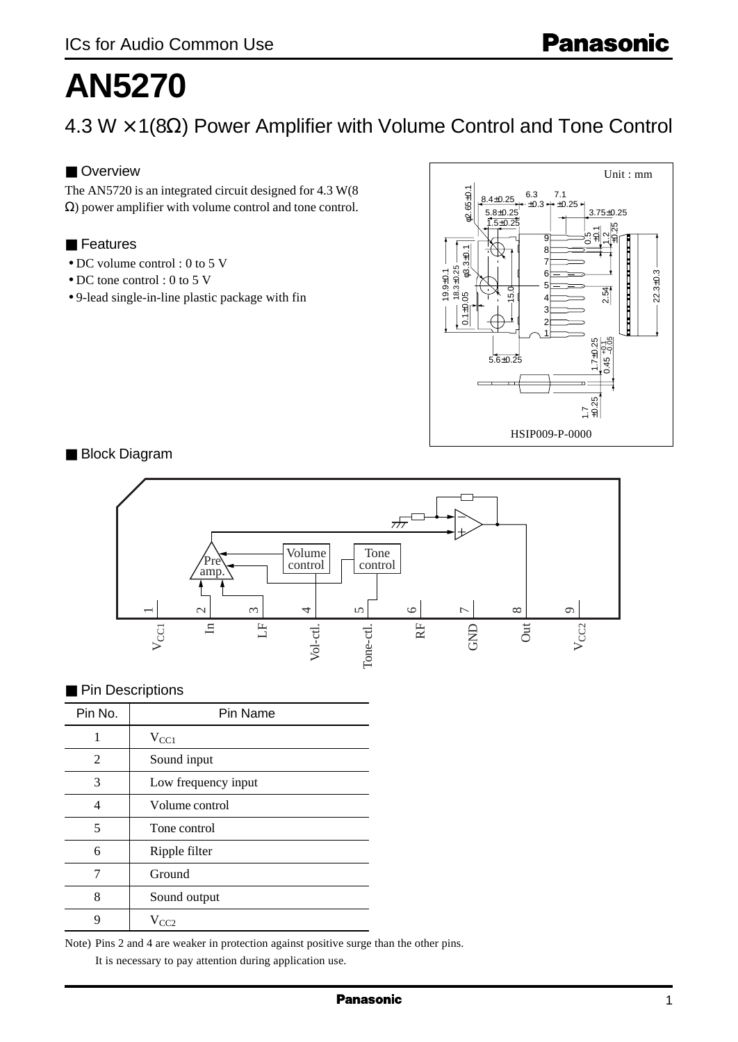ICs for Audio Common Use

# AN5270

## 4.3 W × 1(8Ω) Power Amplifier with Volume Control and Tone Control

### ■ Overview

The AN5720 is an integrated circuit designed for 4.3 W(8 Ω) power amplifier with volume control and tone control.

### ■ Features

- DC volume control : 0 to 5 V
- DC tone control : 0 to 5 V
- 9-lead single-in-line plastic package with fin

Unit : mm

HSIP009-P-0000

### ■ Block Diagram

### ■ Pin Descriptions

| Pin No. | Pin Name |
|---|---|
| 1 | $V_{CC1}$ |
| 2 | Sound input |
| 3 | Low frequency input |
| 4 | Volume control |
| 5 | Tone control |
| 6 | Ripple filter |
| 7 | Ground |
| 8 | Sound output |
| 9 | $V_{CC2}$ |

Note) Pins 2 and 4 are weaker in protection against positive surge than the other pins.
It is necessary to pay attention during application use.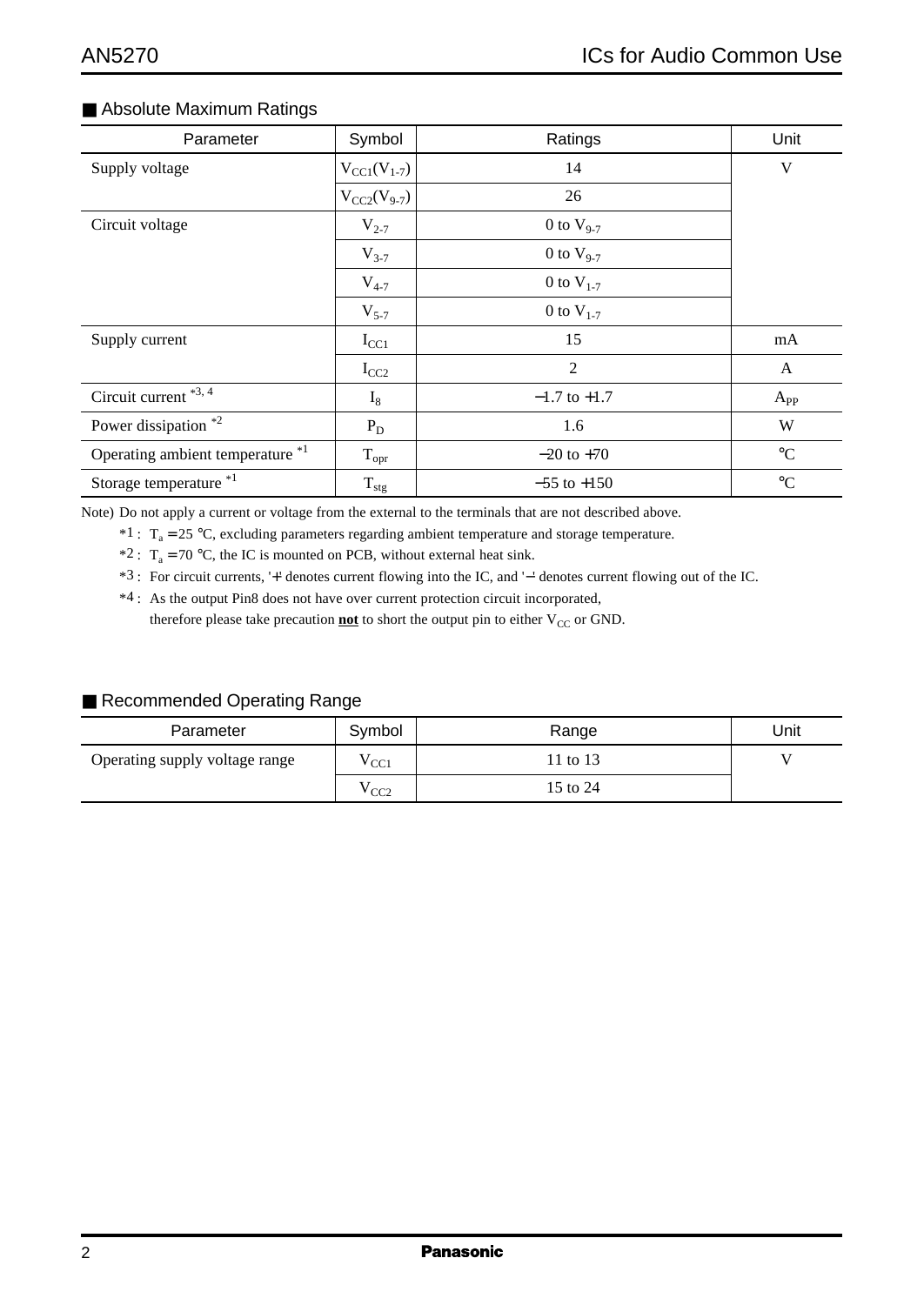## ■ Absolute Maximum Ratings

| Parameter | Symbol | Ratings | Unit |
|---|---|---|---|
| Supply voltage | $V_{CC1}(V_{1-7})$ | 14 | V |
| | $V_{CC2}(V_{9-7})$ | 26 | |
| Circuit voltage | $V_{2-7}$ | 0 to $V_{9-7}$ | |
| | $V_{3-7}$ | 0 to $V_{9-7}$ | |
| | $V_{4-7}$ | 0 to $V_{1-7}$ | |
| | $V_{5-7}$ | 0 to $V_{1-7}$ | |
| Supply current | $I_{CC1}$ | 15 | mA |
| | $I_{CC2}$ | 2 | A |
| Circuit current *3, 4 | $I_8$ | −1.7 to +1.7 | $A_{PP}$ |
| Power dissipation *2 | $P_D$ | 1.6 | W |
| Operating ambient temperature *1 | $T_{opr}$ | −20 to +70 | °C |
| Storage temperature *1 | $T_{stg}$ | −55 to +150 | °C |

Note) Do not apply a current or voltage from the external to the terminals that are not described above.

*1 : $T_a$ = 25 °C, excluding parameters regarding ambient temperature and storage temperature.

*2 : $T_a$ = 70 °C, the IC is mounted on PCB, without external heat sink.

*3 : For circuit currents, '+' denotes current flowing into the IC, and '−' denotes current flowing out of the IC.

*4 : As the output Pin8 does not have over current protection circuit incorporated, therefore please take precaution **not** to short the output pin to either $V_{CC}$ or GND.

## ■ Recommended Operating Range

| Parameter | Symbol | Range | Unit |
|---|---|---|---|
| Operating supply voltage range | $V_{CC1}$ | 11 to 13 | V |
| | $V_{CC2}$ | 15 to 24 | |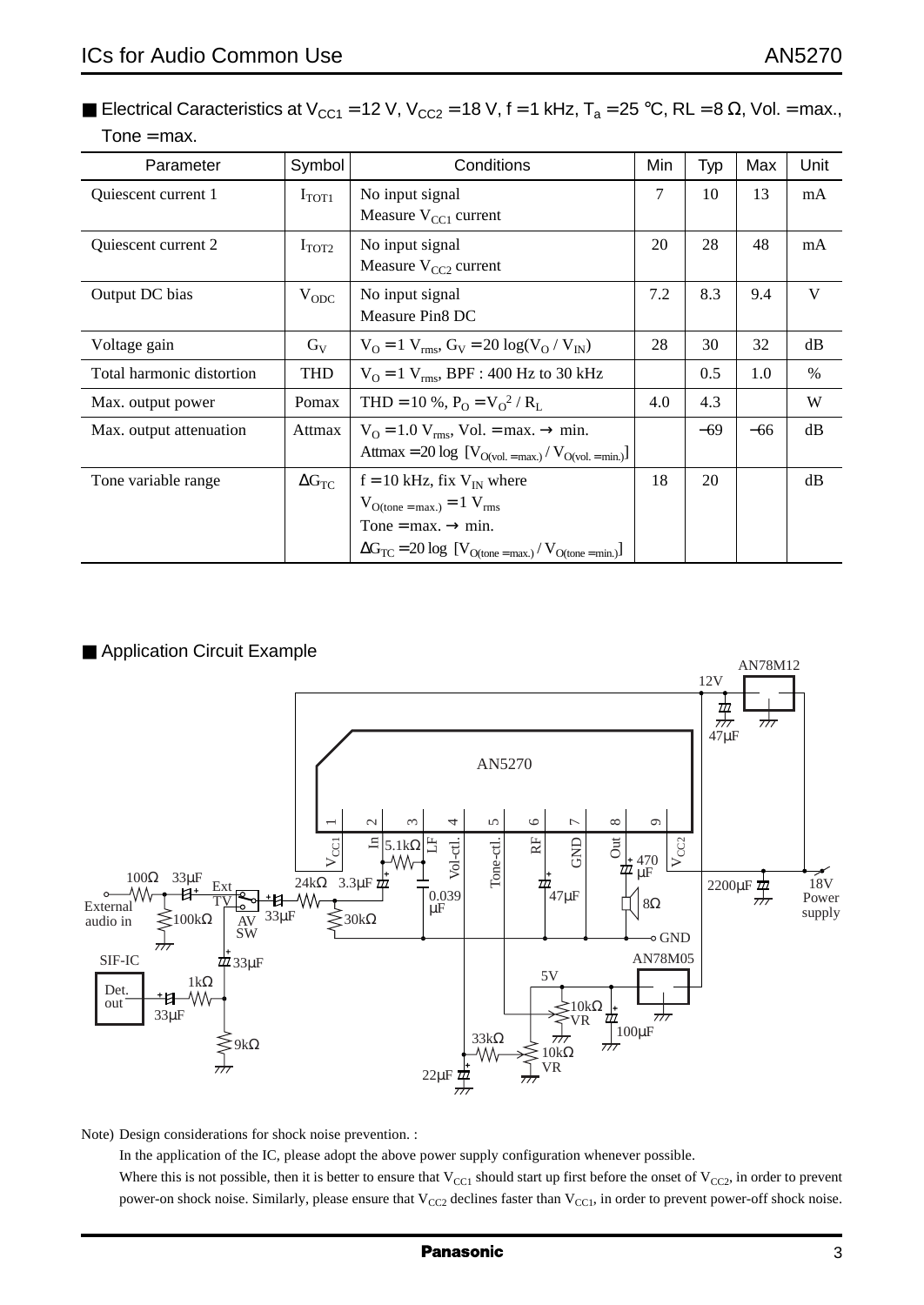## ■ Electrical Caracteristics at $V_{CC1}$ = 12 V, $V_{CC2}$ = 18 V, f = 1 kHz, $T_a$ = 25 °C, RL = 8 Ω, Vol. = max., Tone = max.

| Parameter | Symbol | Conditions | Min | Typ | Max | Unit |
|---|---|---|---|---|---|---|
| Quiescent current 1 | $I_{TOT1}$ | No input signal<br>Measure $V_{CC1}$ current | 7 | 10 | 13 | mA |
| Quiescent current 2 | $I_{TOT2}$ | No input signal<br>Measure $V_{CC2}$ current | 20 | 28 | 48 | mA |
| Output DC bias | $V_{ODC}$ | No input signal<br>Measure Pin8 DC | 7.2 | 8.3 | 9.4 | V |
| Voltage gain | $G_V$ | $V_O = 1\ V_{rms}$, $G_V = 20 \log(V_O / V_{IN})$ | 28 | 30 | 32 | dB |
| Total harmonic distortion | THD | $V_O = 1\ V_{rms}$, BPF : 400 Hz to 30 kHz | | 0.5 | 1.0 | % |
| Max. output power | Pomax | THD = 10 %, $P_O = V_O^2 / R_L$ | 4.0 | 4.3 | | W |
| Max. output attenuation | Attmax | $V_O = 1.0\ V_{rms}$, Vol. = max. → min.<br>Attmax = $20 \log\ [V_{O(vol. = max.)} / V_{O(vol. = min.)}]$ | | −69 | −66 | dB |
| Tone variable range | $\Delta G_{TC}$ | f = 10 kHz, fix $V_{IN}$ where<br>$V_{O(tone = max.)} = 1\ V_{rms}$<br>Tone = max. → min.<br>$\Delta G_{TC} = 20 \log\ [V_{O(tone = max.)} / V_{O(tone = min.)}]$ | 18 | 20 | | dB |

## ■ Application Circuit Example

Note) Design considerations for shock noise prevention. :

In the application of the IC, please adopt the above power supply configuration whenever possible.

Where this is not possible, then it is better to ensure that $V_{CC1}$ should start up first before the onset of $V_{CC2}$, in order to prevent power-on shock noise. Similarly, please ensure that $V_{CC2}$ declines faster than $V_{CC1}$, in order to prevent power-off shock noise.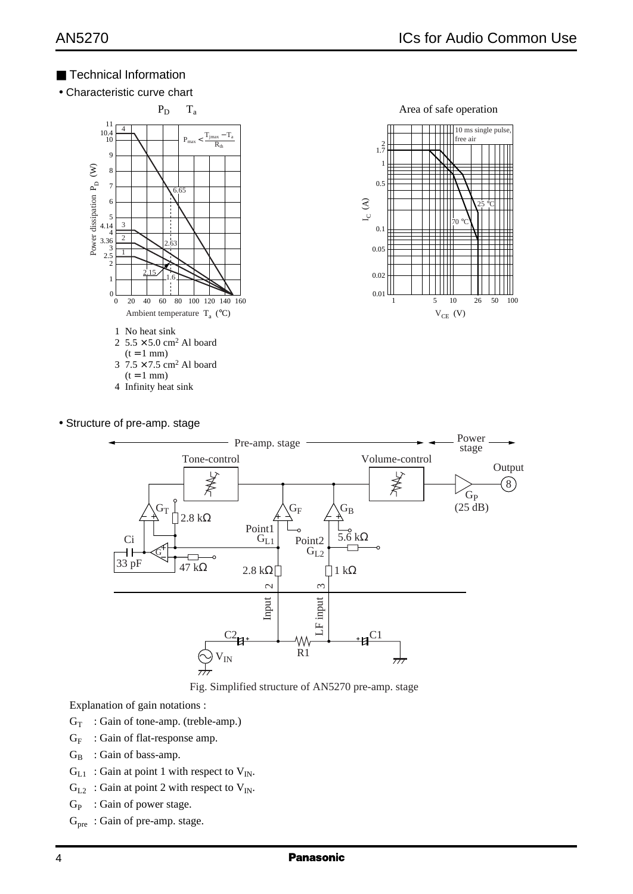## ■ Technical Information

• Characteristic curve chart

$P_D$ — $T_a$

$P_{max} < \frac{T_{jmax} - T_a}{R_{th}}$

1 No heat sink
2 5.5 × 5.0 cm² Al board (t = 1 mm)
3 7.5 × 7.5 cm² Al board (t = 1 mm)
4 Infinity heat sink

Area of safe operation

10 ms single pulse, free air

• Structure of pre-amp. stage

Fig. Simplified structure of AN5270 pre-amp. stage

Explanation of gain notations :

$G_T$ : Gain of tone-amp. (treble-amp.)

$G_F$ : Gain of flat-response amp.

$G_B$ : Gain of bass-amp.

$G_{L1}$ : Gain at point 1 with respect to $V_{IN}$.

$G_{L2}$ : Gain at point 2 with respect to $V_{IN}$.

$G_P$ : Gain of power stage.

$G_{pre}$ : Gain of pre-amp. stage.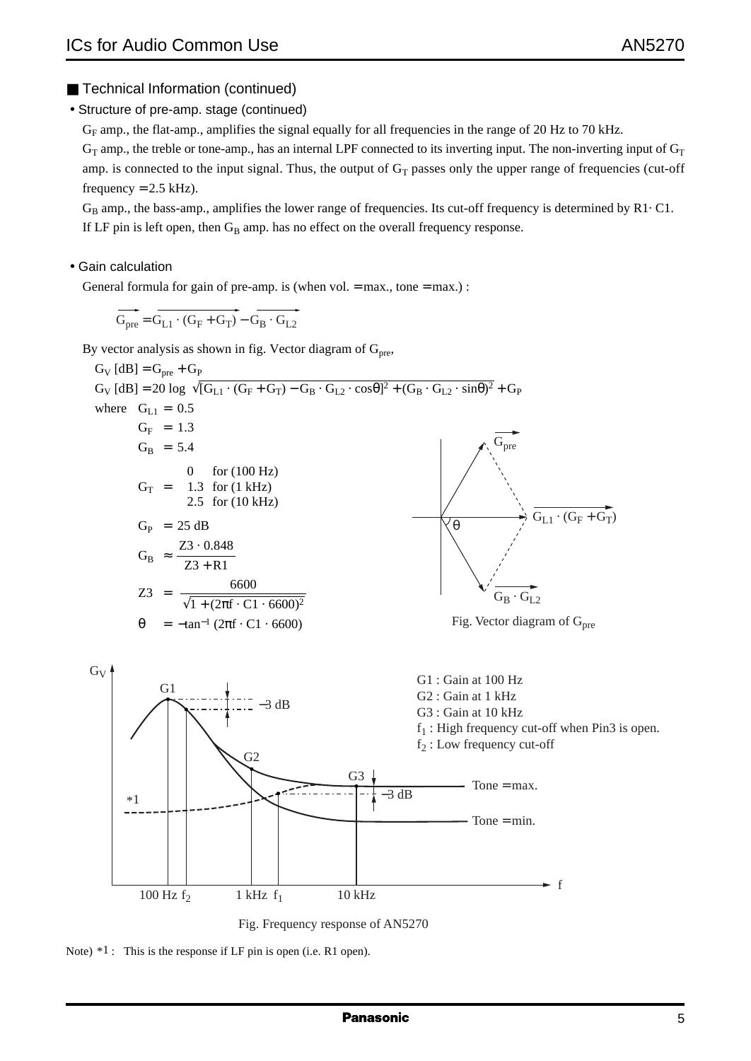## ■ Technical Information (continued)

• Structure of pre-amp. stage (continued)

$G_F$ amp., the flat-amp., amplifies the signal equally for all frequencies in the range of 20 Hz to 70 kHz.

$G_T$ amp., the treble or tone-amp., has an internal LPF connected to its inverting input. The non-inverting input of $G_T$ amp. is connected to the input signal. Thus, the output of $G_T$ passes only the upper range of frequencies (cut-off frequency = 2.5 kHz).

$G_B$ amp., the bass-amp., amplifies the lower range of frequencies. Its cut-off frequency is determined by R1· C1. If LF pin is left open, then $G_B$ amp. has no effect on the overall frequency response.

• Gain calculation

General formula for gain of pre-amp. is (when vol. = max., tone = max.) :

$$\overrightarrow{G_{pre}} = \overrightarrow{G_{L1} \cdot (G_F + G_T)} - \overrightarrow{G_B \cdot G_{L2}}$$

By vector analysis as shown in fig. Vector diagram of $G_{pre}$,

$$G_V\ [\text{dB}] = G_{pre} + G_P$$

$$G_V\ [\text{dB}] = 20 \log \sqrt{[G_{L1} \cdot (G_F + G_T) - G_B \cdot G_{L2} \cdot \cos\theta]^2 + (G_B \cdot G_{L2} \cdot \sin\theta)^2} + G_P$$

where
$G_{L1} = 0.5$
$G_F = 1.3$
$G_B = 5.4$

$$G_T = \begin{cases} 0 & \text{for (100 Hz)} \\ 1.3 & \text{for (1 kHz)} \\ 2.5 & \text{for (10 kHz)} \end{cases}$$

$G_P = 25$ dB

$$G_B \approx \frac{Z3 \cdot 0.848}{Z3 + R1}$$

$$Z3 = \frac{6600}{\sqrt{1 + (2\pi f \cdot C1 \cdot 6600)^2}}$$

$$\theta = -\tan^{-1}(2\pi f \cdot C1 \cdot 6600)$$

Fig. Vector diagram of $G_{pre}$

G1 : Gain at 100 Hz
G2 : Gain at 1 kHz
G3 : Gain at 10 kHz
$f_1$ : High frequency cut-off when Pin3 is open.
$f_2$ : Low frequency cut-off

Fig. Frequency response of AN5270

Note) *1 : This is the response if LF pin is open (i.e. R1 open).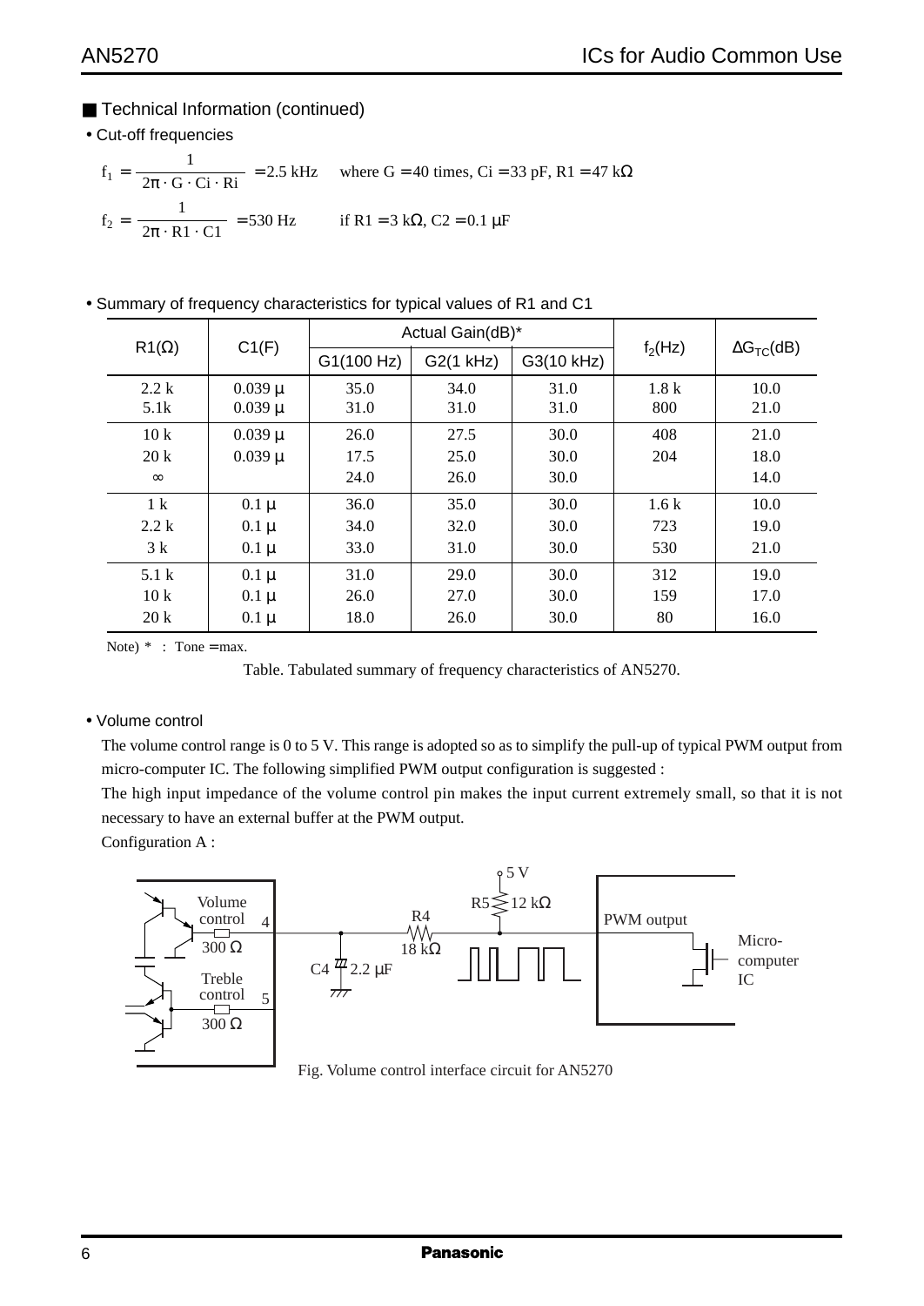## ■ Technical Information (continued)

- Cut-off frequencies

$$f_1 = \frac{1}{2\pi \cdot G \cdot Ci \cdot Ri} = 2.5 \text{ kHz} \quad \text{where } G = 40 \text{ times, } Ci = 33 \text{ pF, } R1 = 47 \text{ k}\Omega$$

$$f_2 = \frac{1}{2\pi \cdot R1 \cdot C1} = 530 \text{ Hz} \quad \text{if } R1 = 3 \text{ k}\Omega\text{, } C2 = 0.1\ \mu\text{F}$$

- Summary of frequency characteristics for typical values of R1 and C1

| R1(Ω) | C1(F) | Actual Gain(dB)* | | | $f_2$(Hz) | $\Delta G_{TC}$(dB) |
|---|---|---|---|---|---|---|
| | | G1(100 Hz) | G2(1 kHz) | G3(10 kHz) | | |
| 2.2 k | 0.039 μ | 35.0 | 34.0 | 31.0 | 1.8 k | 10.0 |
| 5.1k | 0.039 μ | 31.0 | 31.0 | 31.0 | 800 | 21.0 |
| 10 k | 0.039 μ | 26.0 | 27.5 | 30.0 | 408 | 21.0 |
| 20 k | 0.039 μ | 17.5 | 25.0 | 30.0 | 204 | 18.0 |
| ∞ | | 24.0 | 26.0 | 30.0 | | 14.0 |
| 1 k | 0.1 μ | 36.0 | 35.0 | 30.0 | 1.6 k | 10.0 |
| 2.2 k | 0.1 μ | 34.0 | 32.0 | 30.0 | 723 | 19.0 |
| 3 k | 0.1 μ | 33.0 | 31.0 | 30.0 | 530 | 21.0 |
| 5.1 k | 0.1 μ | 31.0 | 29.0 | 30.0 | 312 | 19.0 |
| 10 k | 0.1 μ | 26.0 | 27.0 | 30.0 | 159 | 17.0 |
| 20 k | 0.1 μ | 18.0 | 26.0 | 30.0 | 80 | 16.0 |

Note) * : Tone = max.

Table. Tabulated summary of frequency characteristics of AN5270.

- Volume control

The volume control range is 0 to 5 V. This range is adopted so as to simplify the pull-up of typical PWM output from micro-computer IC. The following simplified PWM output configuration is suggested :

The high input impedance of the volume control pin makes the input current extremely small, so that it is not necessary to have an external buffer at the PWM output.

Configuration A :

Fig. Volume control interface circuit for AN5270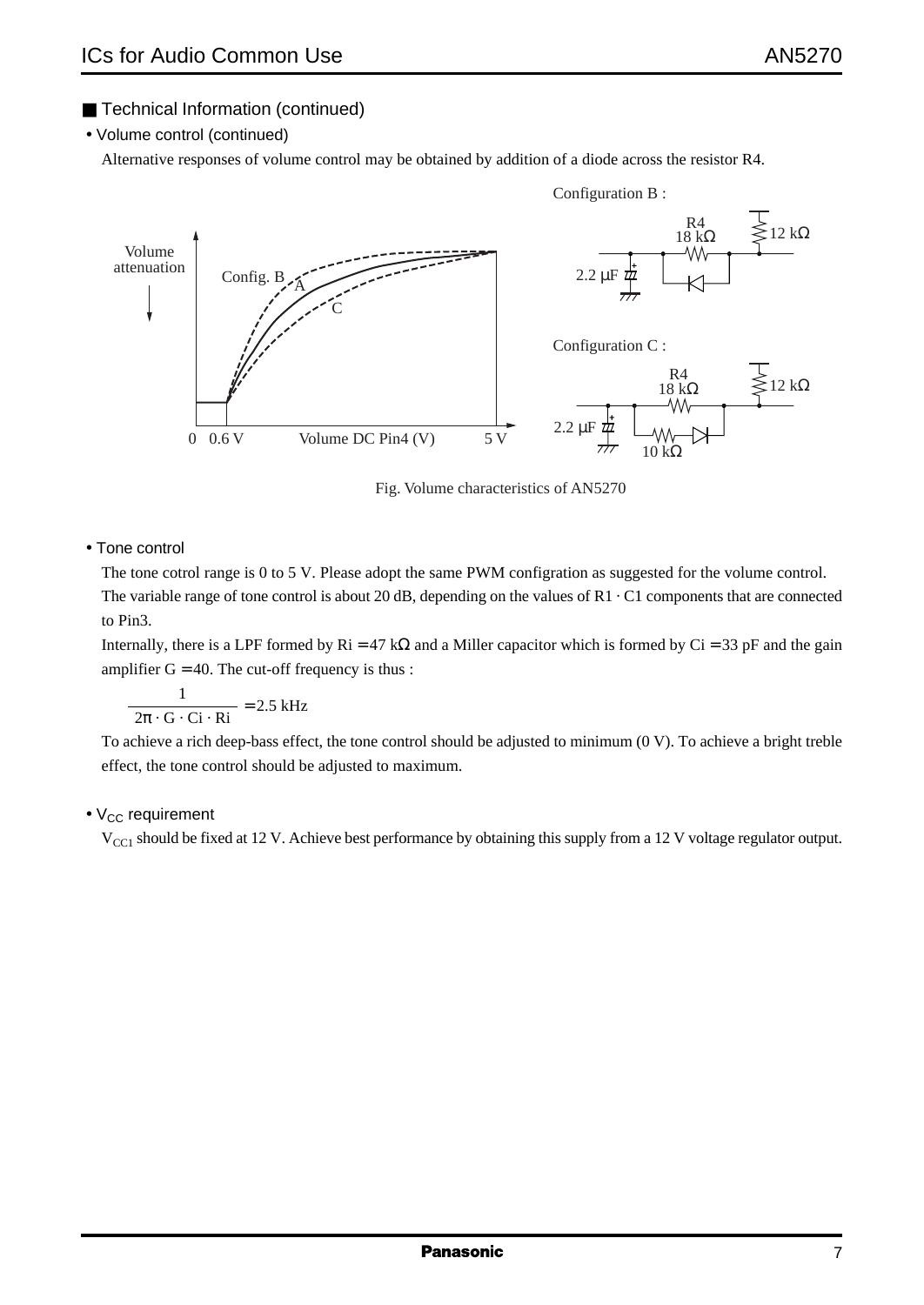## ■ Technical Information (continued)

- Volume control (continued)

Alternative responses of volume control may be obtained by addition of a diode across the resistor R4.

Fig. Volume characteristics of AN5270

- Tone control

The tone cotrol range is 0 to 5 V. Please adopt the same PWM configration as suggested for the volume control. The variable range of tone control is about 20 dB, depending on the values of R1 · C1 components that are connected to Pin3.

Internally, there is a LPF formed by Ri = 47 kΩ and a Miller capacitor which is formed by Ci = 33 pF and the gain amplifier G = 40. The cut-off frequency is thus :

$$\frac{1}{2\pi \cdot G \cdot Ci \cdot Ri} = 2.5 \text{ kHz}$$

To achieve a rich deep-bass effect, the tone control should be adjusted to minimum (0 V). To achieve a bright treble effect, the tone control should be adjusted to maximum.

- $V_{CC}$ requirement

$V_{CC1}$ should be fixed at 12 V. Achieve best performance by obtaining this supply from a 12 V voltage regulator output.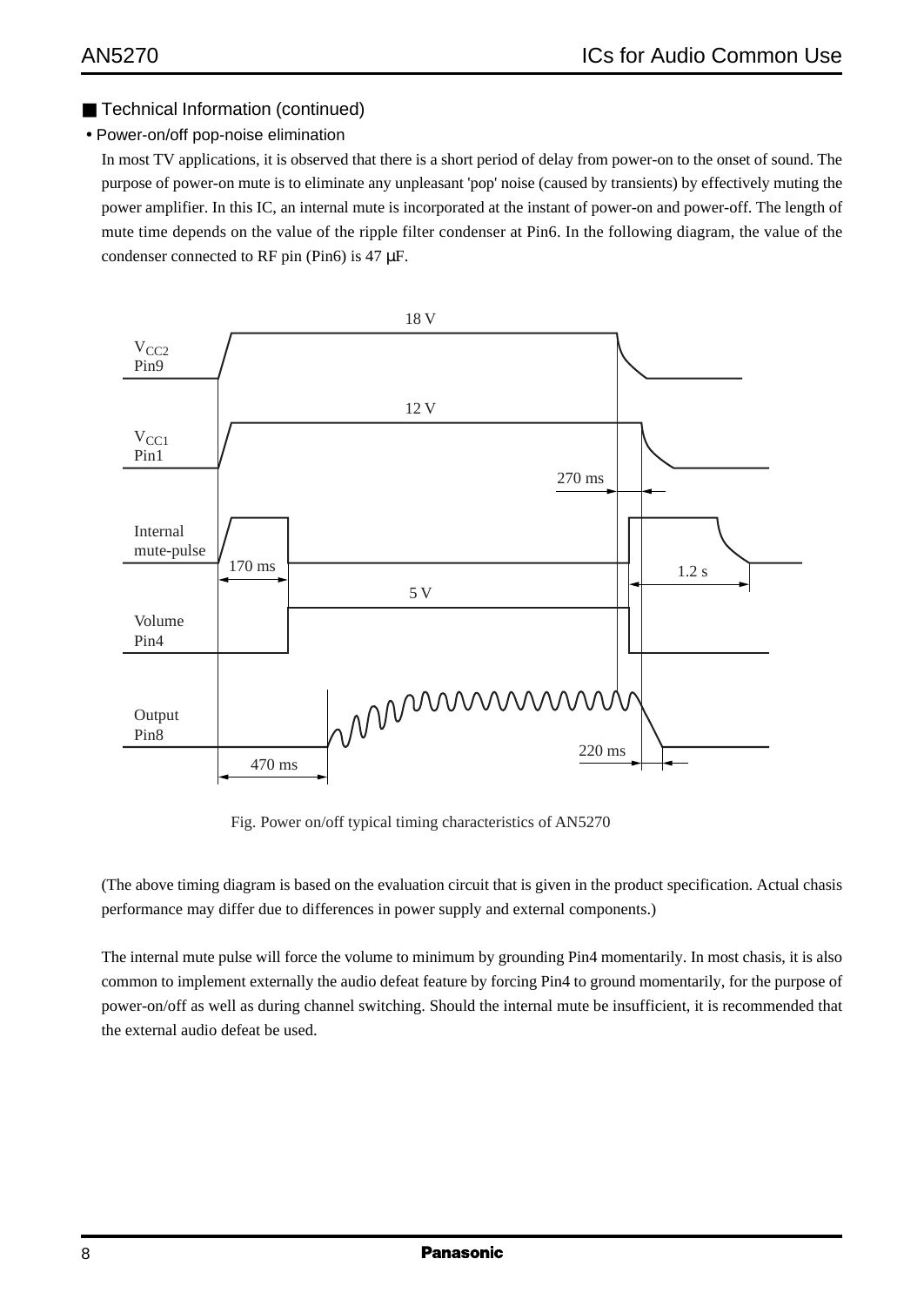## ■ Technical Information (continued)

• Power-on/off pop-noise elimination

In most TV applications, it is observed that there is a short period of delay from power-on to the onset of sound. The purpose of power-on mute is to eliminate any unpleasant 'pop' noise (caused by transients) by effectively muting the power amplifier. In this IC, an internal mute is incorporated at the instant of power-on and power-off. The length of mute time depends on the value of the ripple filter condenser at Pin6. In the following diagram, the value of the condenser connected to RF pin (Pin6) is 47 μF.

Fig. Power on/off typical timing characteristics of AN5270

(The above timing diagram is based on the evaluation circuit that is given in the product specification. Actual chasis performance may differ due to differences in power supply and external components.)

The internal mute pulse will force the volume to minimum by grounding Pin4 momentarily. In most chasis, it is also common to implement externally the audio defeat feature by forcing Pin4 to ground momentarily, for the purpose of power-on/off as well as during channel switching. Should the internal mute be insufficient, it is recommended that the external audio defeat be used.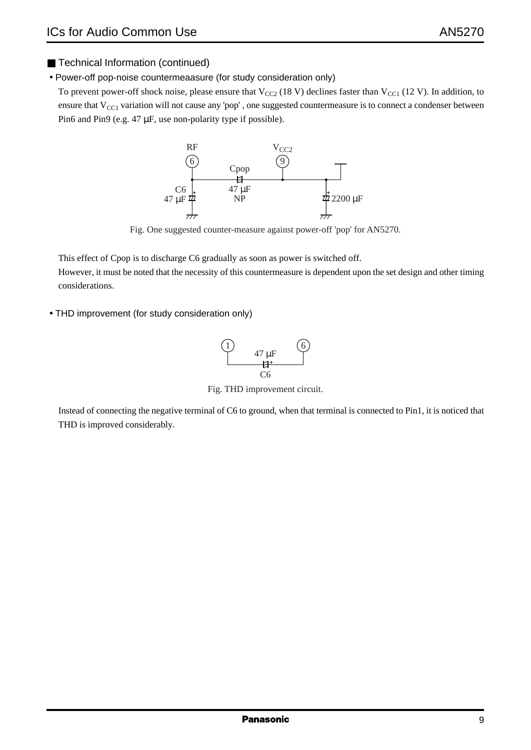## Technical Information (continued)

- Power-off pop-noise countermeaasure (for study consideration only)

To prevent power-off shock noise, please ensure that $V_{CC2}$ (18 V) declines faster than $V_{CC1}$ (12 V). In addition, to ensure that $V_{CC1}$ variation will not cause any 'pop' , one suggested countermeasure is to connect a condenser between Pin6 and Pin9 (e.g. 47 μF, use non-polarity type if possible).

RF
6
$V_{CC2}$
9
Cpop
47 μF
NP
C6
47 μF
2200 μF

Fig. One suggested counter-measure against power-off 'pop' for AN5270.

This effect of Cpop is to discharge C6 gradually as soon as power is switched off.

However, it must be noted that the necessity of this countermeasure is dependent upon the set design and other timing considerations.

- THD improvement (for study consideration only)

1
6
47 μF
C6

Fig. THD improvement circuit.

Instead of connecting the negative terminal of C6 to ground, when that terminal is connected to Pin1, it is noticed that THD is improved considerably.